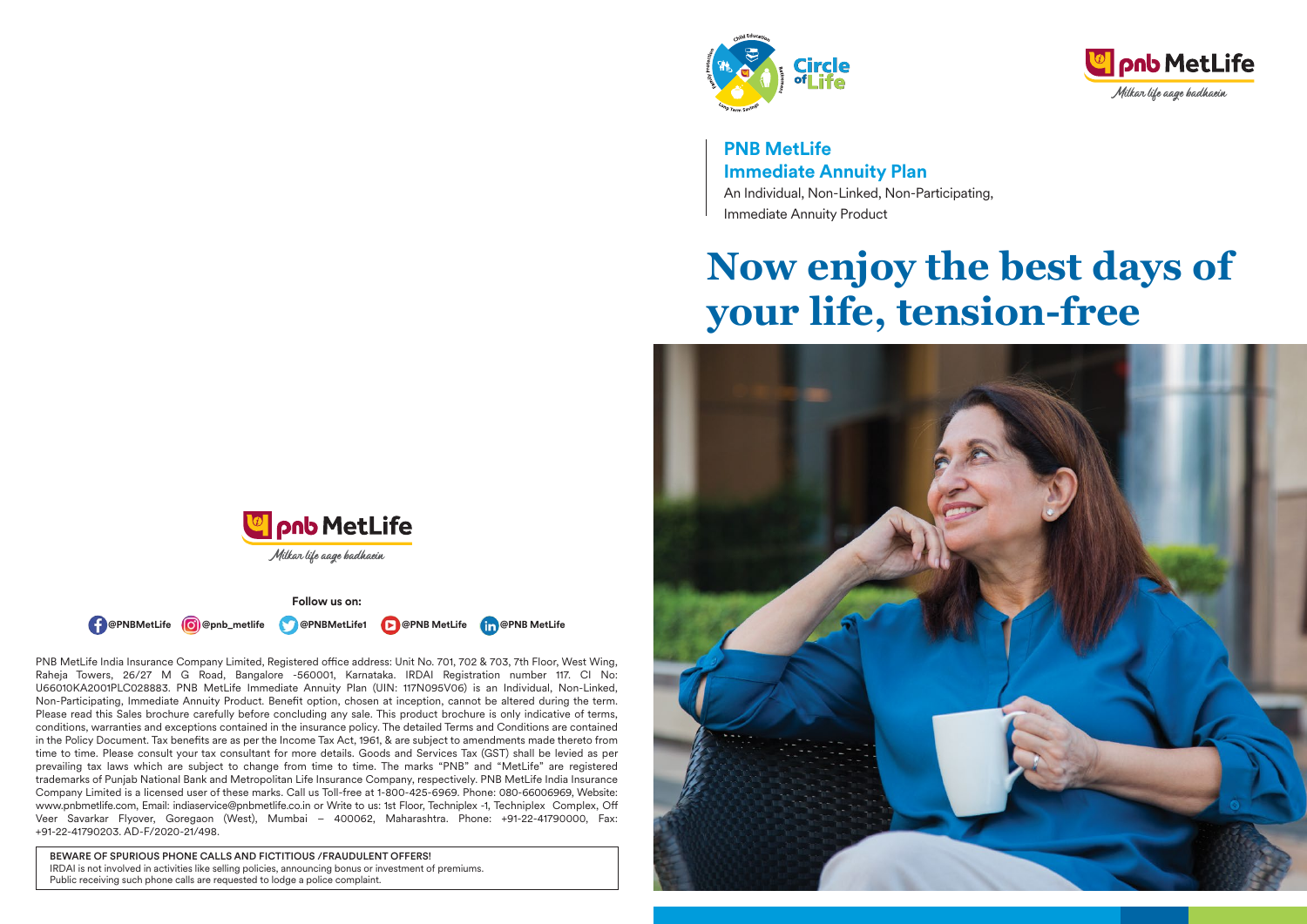# PNB MetLife Immediate Annuity Plan

An Individual, Non-Linked, Non-Participating, Immediate Annuity Product

## Now enjoy the best days of your life, tension-free

pnb MetLife

Milkar life aage badhaein

Follow us on:

@PNBMetLife @pnb_metlife @PNBMetLife1 @PNB MetLife @PNB MetLife

PNB MetLife India Insurance Company Limited, Registered office address: Unit No. 701, 702 & 703, 7th Floor, West Wing, Raheja Towers, 26/27 M G Road, Bangalore -560001, Karnataka. IRDAI Registration number 117. CI No: U66010KA2001PLC028883. PNB MetLife Immediate Annuity Plan (UIN: 117N095V06) is an Individual, Non-Linked, Non-Participating, Immediate Annuity Product. Benefit option, chosen at inception, cannot be altered during the term. Please read this Sales brochure carefully before concluding any sale. This product brochure is only indicative of terms, conditions, warranties and exceptions contained in the insurance policy. The detailed Terms and Conditions are contained in the Policy Document. Tax benefits are as per the Income Tax Act, 1961, & are subject to amendments made thereto from time to time. Please consult your tax consultant for more details. Goods and Services Tax (GST) shall be levied as per prevailing tax laws which are subject to change from time to time. The marks "PNB" and "MetLife" are registered trademarks of Punjab National Bank and Metropolitan Life Insurance Company, respectively. PNB MetLife India Insurance Company Limited is a licensed user of these marks. Call us Toll-free at 1-800-425-6969. Phone: 080-66006969, Website: www.pnbmetlife.com, Email: indiaservice@pnbmetlife.co.in or Write to us: 1st Floor, Techniplex -1, Techniplex Complex, Off Veer Savarkar Flyover, Goregaon (West), Mumbai – 400062, Maharashtra. Phone: +91-22-41790000, Fax: +91-22-41790203. AD-F/2020-21/498.

**BEWARE OF SPURIOUS PHONE CALLS AND FICTITIOUS /FRAUDULENT OFFERS!**
IRDAI is not involved in activities like selling policies, announcing bonus or investment of premiums. Public receiving such phone calls are requested to lodge a police complaint.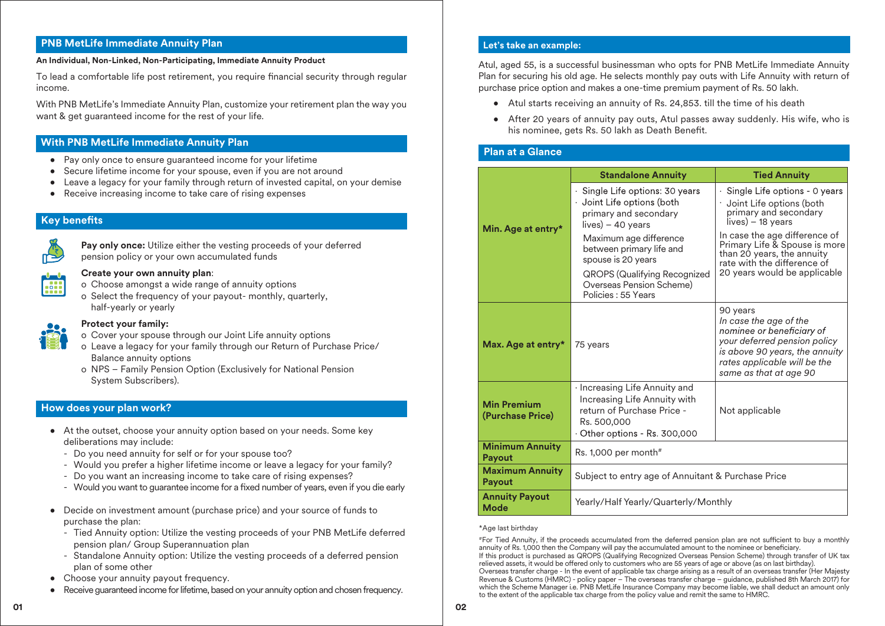## PNB MetLife Immediate Annuity Plan

**An Individual, Non-Linked, Non-Participating, Immediate Annuity Product**

To lead a comfortable life post retirement, you require financial security through regular income.

With PNB MetLife's Immediate Annuity Plan, customize your retirement plan the way you want & get guaranteed income for the rest of your life.

## With PNB MetLife Immediate Annuity Plan

- Pay only once to ensure guaranteed income for your lifetime
- Secure lifetime income for your spouse, even if you are not around
- Leave a legacy for your family through return of invested capital, on your demise
- Receive increasing income to take care of rising expenses

## Key benefits

**Pay only once:** Utilize either the vesting proceeds of your deferred pension policy or your own accumulated funds

**Create your own annuity plan**:
- o Choose amongst a wide range of annuity options
- o Select the frequency of your payout- monthly, quarterly, half-yearly or yearly

**Protect your family:**
- o Cover your spouse through our Joint Life annuity options
- o Leave a legacy for your family through our Return of Purchase Price/ Balance annuity options
- o NPS – Family Pension Option (Exclusively for National Pension System Subscribers).

## How does your plan work?

- At the outset, choose your annuity option based on your needs. Some key deliberations may include:
  - Do you need annuity for self or for your spouse too?
  - Would you prefer a higher lifetime income or leave a legacy for your family?
  - Do you want an increasing income to take care of rising expenses?
  - Would you want to guarantee income for a fixed number of years, even if you die early
- Decide on investment amount (purchase price) and your source of funds to purchase the plan:
  - Tied Annuity option: Utilize the vesting proceeds of your PNB MetLife deferred pension plan/ Group Superannuation plan
  - Standalone Annuity option: Utilize the vesting proceeds of a deferred pension plan of some other
- Choose your annuity payout frequency.
- Receive guaranteed income for lifetime, based on your annuity option and chosen frequency.

## Let's take an example:

Atul, aged 55, is a successful businessman who opts for PNB MetLife Immediate Annuity Plan for securing his old age. He selects monthly pay outs with Life Annuity with return of purchase price option and makes a one-time premium payment of Rs. 50 lakh.

- Atul starts receiving an annuity of Rs. 24,853. till the time of his death
- After 20 years of annuity pay outs, Atul passes away suddenly. His wife, who is his nominee, gets Rs. 50 lakh as Death Benefit.

## Plan at a Glance

| | Standalone Annuity | Tied Annuity |
|---|---|---|
| **Min. Age at entry*** | · Single Life options: 30 years<br>· Joint Life options (both primary and secondary lives) – 40 years<br>Maximum age difference between primary life and spouse is 20 years<br>QROPS (Qualifying Recognized Overseas Pension Scheme) Policies : 55 Years | · Single Life options - 0 years<br>· Joint Life options (both primary and secondary lives) – 18 years<br>In case the age difference of Primary Life & Spouse is more than 20 years, the annuity rate with the difference of 20 years would be applicable |
| **Max. Age at entry*** | 75 years | 90 years<br>*In case the age of the nominee or beneficiary of your deferred pension policy is above 90 years, the annuity rates applicable will be the same as that at age 90* |
| **Min Premium (Purchase Price)** | · Increasing Life Annuity and Increasing Life Annuity with return of Purchase Price - Rs. 500,000<br>· Other options - Rs. 300,000 | Not applicable |
| **Minimum Annuity Payout** | Rs. 1,000 per month# | |
| **Maximum Annuity Payout** | Subject to entry age of Annuitant & Purchase Price | |
| **Annuity Payout Mode** | Yearly/Half Yearly/Quarterly/Monthly | |

*Age last birthday

#For Tied Annuity, if the proceeds accumulated from the deferred pension plan are not sufficient to buy a monthly annuity of Rs. 1,000 then the Company will pay the accumulated amount to the nominee or beneficiary.
If this product is purchased as QROPS (Qualifying Recognized Overseas Pension Scheme) through transfer of UK tax relieved assets, it would be offered only to customers who are 55 years of age or above (as on last birthday).
Overseas transfer charge - In the event of applicable tax charge arising as a result of an overseas transfer (Her Majesty Revenue & Customs (HMRC) - policy paper – The overseas transfer charge – guidance, published 8th March 2017) for which the Scheme Manager i.e. PNB MetLife Insurance Company may become liable, we shall deduct an amount only to the extent of the applicable tax charge from the policy value and remit the same to HMRC.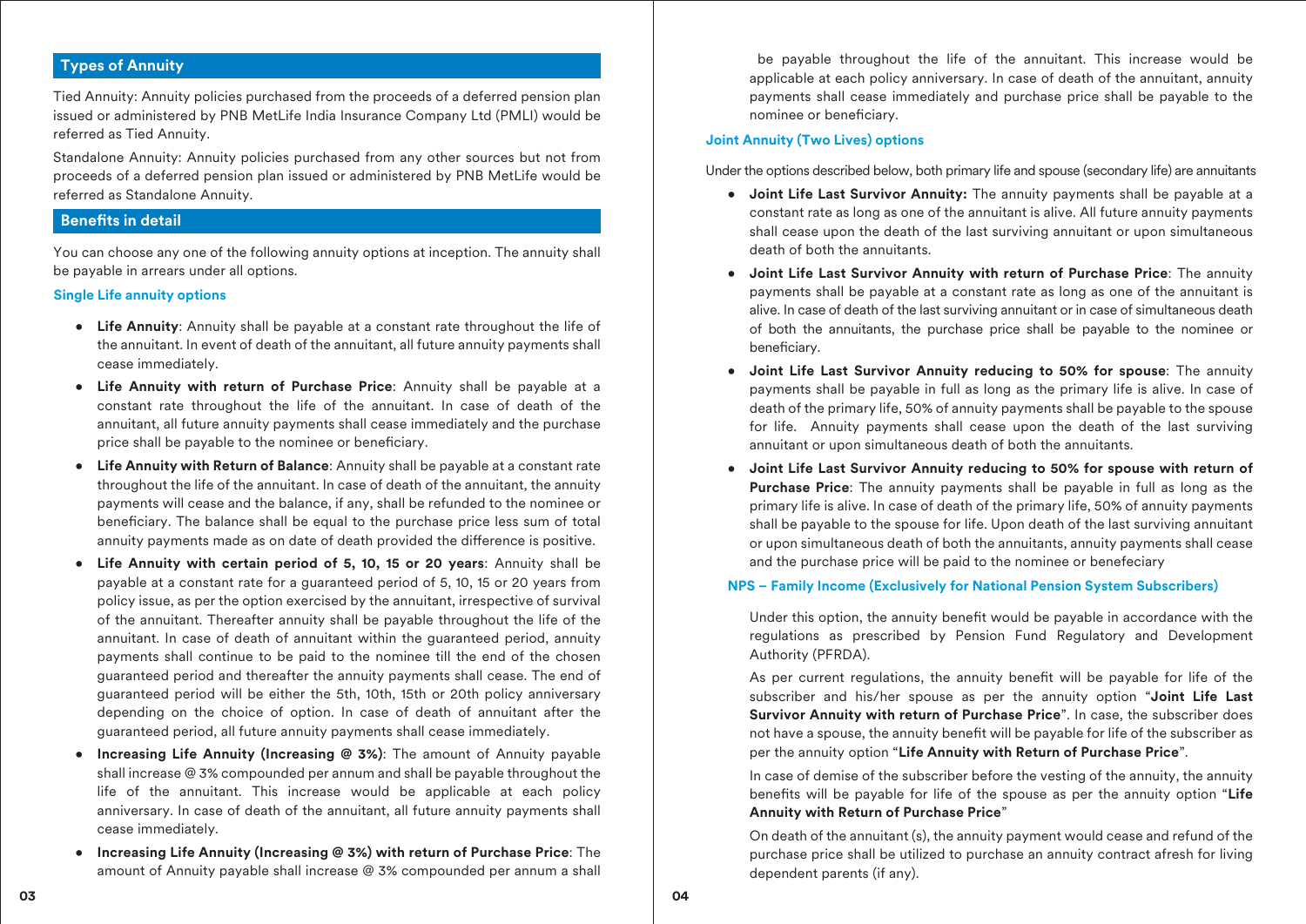## Types of Annuity

Tied Annuity: Annuity policies purchased from the proceeds of a deferred pension plan issued or administered by PNB MetLife India Insurance Company Ltd (PMLI) would be referred as Tied Annuity.

Standalone Annuity: Annuity policies purchased from any other sources but not from proceeds of a deferred pension plan issued or administered by PNB MetLife would be referred as Standalone Annuity.

## Benefits in detail

You can choose any one of the following annuity options at inception. The annuity shall be payable in arrears under all options.

### Single Life annuity options

- **Life Annuity**: Annuity shall be payable at a constant rate throughout the life of the annuitant. In event of death of the annuitant, all future annuity payments shall cease immediately.
- **Life Annuity with return of Purchase Price**: Annuity shall be payable at a constant rate throughout the life of the annuitant. In case of death of the annuitant, all future annuity payments shall cease immediately and the purchase price shall be payable to the nominee or beneficiary.
- **Life Annuity with Return of Balance**: Annuity shall be payable at a constant rate throughout the life of the annuitant. In case of death of the annuitant, the annuity payments will cease and the balance, if any, shall be refunded to the nominee or beneficiary. The balance shall be equal to the purchase price less sum of total annuity payments made as on date of death provided the difference is positive.
- **Life Annuity with certain period of 5, 10, 15 or 20 years**: Annuity shall be payable at a constant rate for a guaranteed period of 5, 10, 15 or 20 years from policy issue, as per the option exercised by the annuitant, irrespective of survival of the annuitant. Thereafter annuity shall be payable throughout the life of the annuitant. In case of death of annuitant within the guaranteed period, annuity payments shall continue to be paid to the nominee till the end of the chosen guaranteed period and thereafter the annuity payments shall cease. The end of guaranteed period will be either the 5th, 10th, 15th or 20th policy anniversary depending on the choice of option. In case of death of annuitant after the guaranteed period, all future annuity payments shall cease immediately.
- **Increasing Life Annuity (Increasing @ 3%)**: The amount of Annuity payable shall increase @ 3% compounded per annum and shall be payable throughout the life of the annuitant. This increase would be applicable at each policy anniversary. In case of death of the annuitant, all future annuity payments shall cease immediately.
- **Increasing Life Annuity (Increasing @ 3%) with return of Purchase Price**: The amount of Annuity payable shall increase @ 3% compounded per annum a shall be payable throughout the life of the annuitant. This increase would be applicable at each policy anniversary. In case of death of the annuitant, annuity payments shall cease immediately and purchase price shall be payable to the nominee or beneficiary.

### Joint Annuity (Two Lives) options

Under the options described below, both primary life and spouse (secondary life) are annuitants

- **Joint Life Last Survivor Annuity:** The annuity payments shall be payable at a constant rate as long as one of the annuitant is alive. All future annuity payments shall cease upon the death of the last surviving annuitant or upon simultaneous death of both the annuitants.
- **Joint Life Last Survivor Annuity with return of Purchase Price**: The annuity payments shall be payable at a constant rate as long as one of the annuitant is alive. In case of death of the last surviving annuitant or in case of simultaneous death of both the annuitants, the purchase price shall be payable to the nominee or beneficiary.
- **Joint Life Last Survivor Annuity reducing to 50% for spouse**: The annuity payments shall be payable in full as long as the primary life is alive. In case of death of the primary life, 50% of annuity payments shall be payable to the spouse for life. Annuity payments shall cease upon the death of the last surviving annuitant or upon simultaneous death of both the annuitants.
- **Joint Life Last Survivor Annuity reducing to 50% for spouse with return of Purchase Price**: The annuity payments shall be payable in full as long as the primary life is alive. In case of death of the primary life, 50% of annuity payments shall be payable to the spouse for life. Upon death of the last surviving annuitant or upon simultaneous death of both the annuitants, annuity payments shall cease and the purchase price will be paid to the nominee or benefeciary

### NPS – Family Income (Exclusively for National Pension System Subscribers)

Under this option, the annuity benefit would be payable in accordance with the regulations as prescribed by Pension Fund Regulatory and Development Authority (PFRDA).

As per current regulations, the annuity benefit will be payable for life of the subscriber and his/her spouse as per the annuity option "**Joint Life Last Survivor Annuity with return of Purchase Price**". In case, the subscriber does not have a spouse, the annuity benefit will be payable for life of the subscriber as per the annuity option "**Life Annuity with Return of Purchase Price**".

In case of demise of the subscriber before the vesting of the annuity, the annuity benefits will be payable for life of the spouse as per the annuity option "**Life Annuity with Return of Purchase Price**"

On death of the annuitant (s), the annuity payment would cease and refund of the purchase price shall be utilized to purchase an annuity contract afresh for living dependent parents (if any).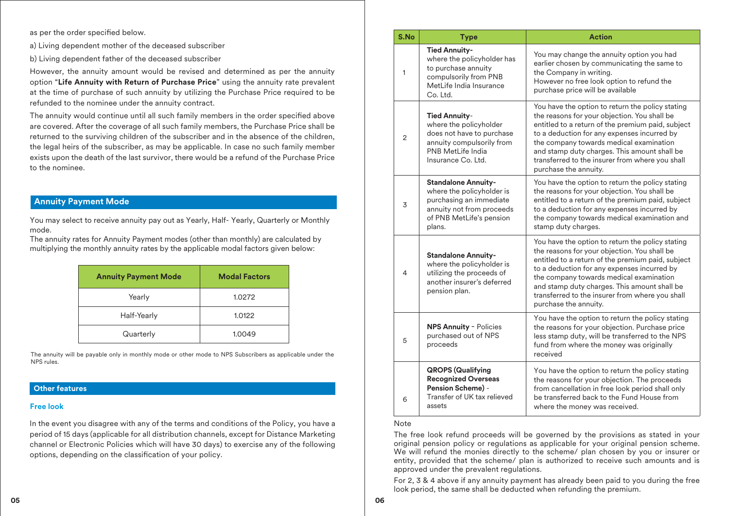as per the order specified below.

a) Living dependent mother of the deceased subscriber

b) Living dependent father of the deceased subscriber

However, the annuity amount would be revised and determined as per the annuity option "**Life Annuity with Return of Purchase Price**" using the annuity rate prevalent at the time of purchase of such annuity by utilizing the Purchase Price required to be refunded to the nominee under the annuity contract.

The annuity would continue until all such family members in the order specified above are covered. After the coverage of all such family members, the Purchase Price shall be returned to the surviving children of the subscriber and in the absence of the children, the legal heirs of the subscriber, as may be applicable. In case no such family member exists upon the death of the last survivor, there would be a refund of the Purchase Price to the nominee.

## Annuity Payment Mode

You may select to receive annuity pay out as Yearly, Half- Yearly, Quarterly or Monthly mode.
The annuity rates for Annuity Payment modes (other than monthly) are calculated by multiplying the monthly annuity rates by the applicable modal factors given below:

| Annuity Payment Mode | Modal Factors |
|---|---|
| Yearly | 1.0272 |
| Half-Yearly | 1.0122 |
| Quarterly | 1.0049 |

The annuity will be payable only in monthly mode or other mode to NPS Subscribers as applicable under the NPS rules.

## Other features

### Free look

In the event you disagree with any of the terms and conditions of the Policy, you have a period of 15 days (applicable for all distribution channels, except for Distance Marketing channel or Electronic Policies which will have 30 days) to exercise any of the following options, depending on the classification of your policy.

| S.No | Type | Action |
|---|---|---|
| 1 | **Tied Annuity-** where the policyholder has to purchase annuity compulsorily from PNB MetLife India Insurance Co. Ltd. | You may change the annuity option you had earlier chosen by communicating the same to the Company in writing. However no free look option to refund the purchase price will be available |
| 2 | **Tied Annuity**- where the policyholder does not have to purchase annuity compulsorily from PNB MetLife India Insurance Co. Ltd. | You have the option to return the policy stating the reasons for your objection. You shall be entitled to a return of the premium paid, subject to a deduction for any expenses incurred by the company towards medical examination and stamp duty charges. This amount shall be transferred to the insurer from where you shall purchase the annuity. |
| 3 | **Standalone Annuity-** where the policyholder is purchasing an immediate annuity not from proceeds of PNB MetLife's pension plans. | You have the option to return the policy stating the reasons for your objection. You shall be entitled to a return of the premium paid, subject to a deduction for any expenses incurred by the company towards medical examination and stamp duty charges. |
| 4 | **Standalone Annuity-** where the policyholder is utilizing the proceeds of another insurer's deferred pension plan. | You have the option to return the policy stating the reasons for your objection. You shall be entitled to a return of the premium paid, subject to a deduction for any expenses incurred by the company towards medical examination and stamp duty charges. This amount shall be transferred to the insurer from where you shall purchase the annuity. |
| 5 | **NPS Annuity** - Policies purchased out of NPS proceeds | You have the option to return the policy stating the reasons for your objection. Purchase price less stamp duty, will be transferred to the NPS fund from where the money was originally received |
| 6 | **QROPS (Qualifying Recognized Overseas Pension Scheme)** - Transfer of UK tax relieved assets | You have the option to return the policy stating the reasons for your objection. The proceeds from cancellation in free look period shall only be transferred back to the Fund House from where the money was received. |

Note

The free look refund proceeds will be governed by the provisions as stated in your original pension policy or regulations as applicable for your original pension scheme. We will refund the monies directly to the scheme/ plan chosen by you or insurer or entity, provided that the scheme/ plan is authorized to receive such amounts and is approved under the prevalent regulations.

For 2, 3 & 4 above if any annuity payment has already been paid to you during the free look period, the same shall be deducted when refunding the premium.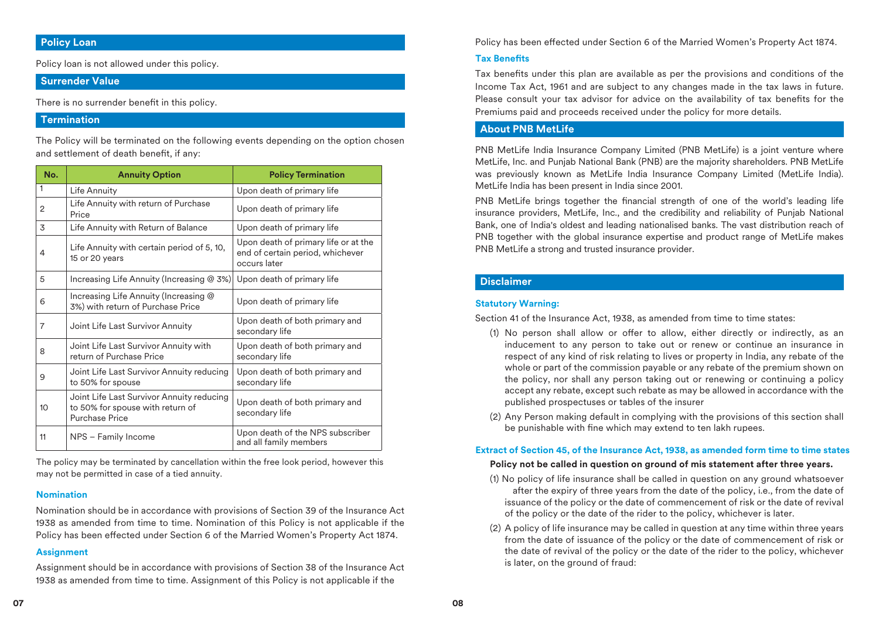## Policy Loan

Policy loan is not allowed under this policy.

## Surrender Value

There is no surrender benefit in this policy.

## Termination

The Policy will be terminated on the following events depending on the option chosen and settlement of death benefit, if any:

| No. | Annuity Option | Policy Termination |
|---|---|---|
| 1 | Life Annuity | Upon death of primary life |
| 2 | Life Annuity with return of Purchase Price | Upon death of primary life |
| 3 | Life Annuity with Return of Balance | Upon death of primary life |
| 4 | Life Annuity with certain period of 5, 10, 15 or 20 years | Upon death of primary life or at the end of certain period, whichever occurs later |
| 5 | Increasing Life Annuity (Increasing @ 3%) | Upon death of primary life |
| 6 | Increasing Life Annuity (Increasing @ 3%) with return of Purchase Price | Upon death of primary life |
| 7 | Joint Life Last Survivor Annuity | Upon death of both primary and secondary life |
| 8 | Joint Life Last Survivor Annuity with return of Purchase Price | Upon death of both primary and secondary life |
| 9 | Joint Life Last Survivor Annuity reducing to 50% for spouse | Upon death of both primary and secondary life |
| 10 | Joint Life Last Survivor Annuity reducing to 50% for spouse with return of Purchase Price | Upon death of both primary and secondary life |
| 11 | NPS – Family Income | Upon death of the NPS subscriber and all family members |

The policy may be terminated by cancellation within the free look period, however this may not be permitted in case of a tied annuity.

### Nomination

Nomination should be in accordance with provisions of Section 39 of the Insurance Act 1938 as amended from time to time. Nomination of this Policy is not applicable if the Policy has been effected under Section 6 of the Married Women's Property Act 1874.

### Assignment

Assignment should be in accordance with provisions of Section 38 of the Insurance Act 1938 as amended from time to time. Assignment of this Policy is not applicable if the Policy has been effected under Section 6 of the Married Women's Property Act 1874.

### Tax Benefits

Tax benefits under this plan are available as per the provisions and conditions of the Income Tax Act, 1961 and are subject to any changes made in the tax laws in future. Please consult your tax advisor for advice on the availability of tax benefits for the Premiums paid and proceeds received under the policy for more details.

## About PNB MetLife

PNB MetLife India Insurance Company Limited (PNB MetLife) is a joint venture where MetLife, Inc. and Punjab National Bank (PNB) are the majority shareholders. PNB MetLife was previously known as MetLife India Insurance Company Limited (MetLife India). MetLife India has been present in India since 2001.

PNB MetLife brings together the financial strength of one of the world's leading life insurance providers, MetLife, Inc., and the credibility and reliability of Punjab National Bank, one of India's oldest and leading nationalised banks. The vast distribution reach of PNB together with the global insurance expertise and product range of MetLife makes PNB MetLife a strong and trusted insurance provider.

## Disclaimer

### Statutory Warning:

Section 41 of the Insurance Act, 1938, as amended from time to time states:

(1) No person shall allow or offer to allow, either directly or indirectly, as an inducement to any person to take out or renew or continue an insurance in respect of any kind of risk relating to lives or property in India, any rebate of the whole or part of the commission payable or any rebate of the premium shown on the policy, nor shall any person taking out or renewing or continuing a policy accept any rebate, except such rebate as may be allowed in accordance with the published prospectuses or tables of the insurer

(2) Any Person making default in complying with the provisions of this section shall be punishable with fine which may extend to ten lakh rupees.

### Extract of Section 45, of the Insurance Act, 1938, as amended form time to time states

**Policy not be called in question on ground of mis statement after three years.**

(1) No policy of life insurance shall be called in question on any ground whatsoever after the expiry of three years from the date of the policy, i.e., from the date of issuance of the policy or the date of commencement of risk or the date of revival of the policy or the date of the rider to the policy, whichever is later.

(2) A policy of life insurance may be called in question at any time within three years from the date of issuance of the policy or the date of commencement of risk or the date of revival of the policy or the date of the rider to the policy, whichever is later, on the ground of fraud: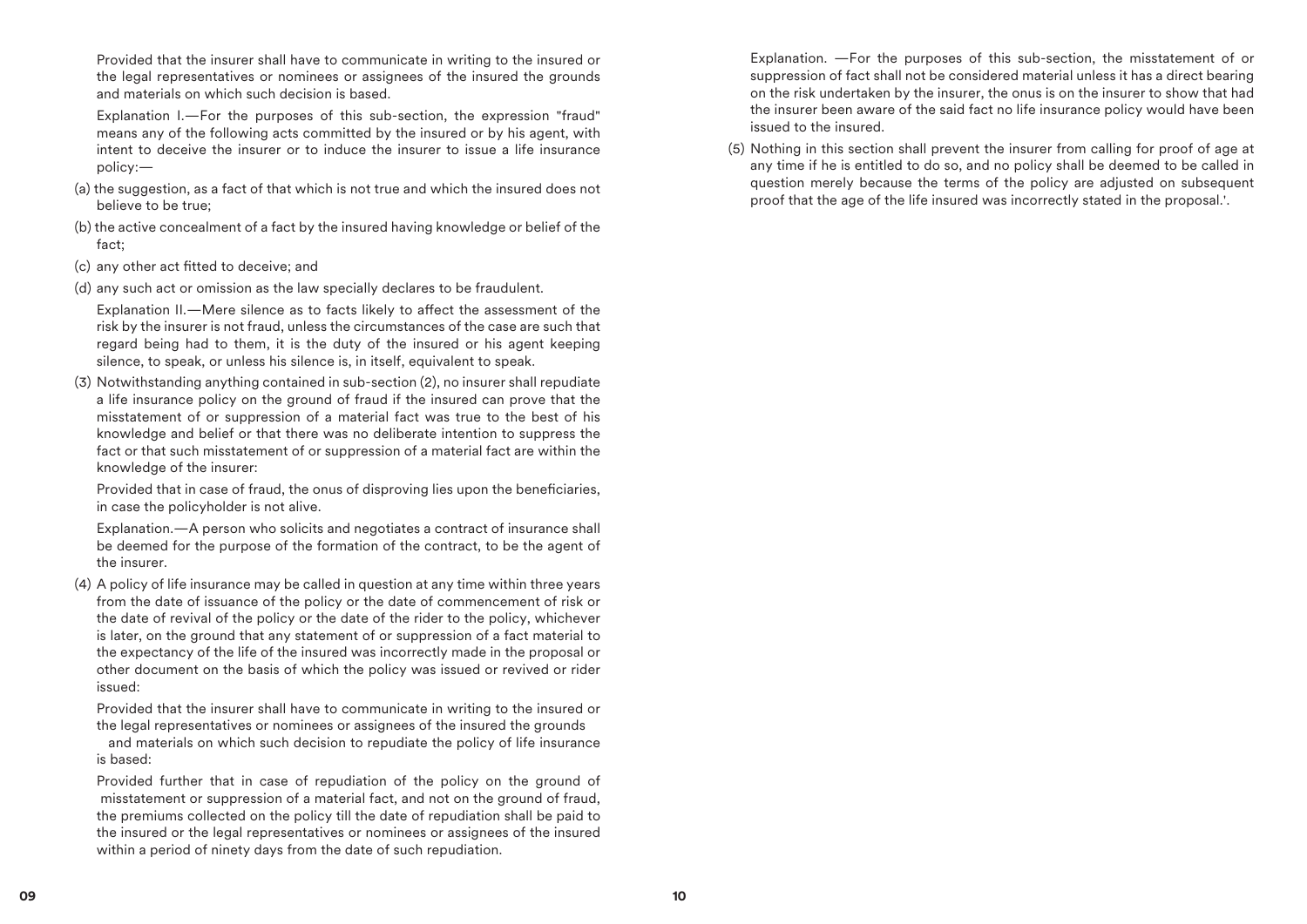Provided that the insurer shall have to communicate in writing to the insured or the legal representatives or nominees or assignees of the insured the grounds and materials on which such decision is based.

Explanation I.—For the purposes of this sub-section, the expression "fraud" means any of the following acts committed by the insured or by his agent, with intent to deceive the insurer or to induce the insurer to issue a life insurance policy:—

(a) the suggestion, as a fact of that which is not true and which the insured does not believe to be true;

(b) the active concealment of a fact by the insured having knowledge or belief of the fact;

(c) any other act fitted to deceive; and

(d) any such act or omission as the law specially declares to be fraudulent.

Explanation II.—Mere silence as to facts likely to affect the assessment of the risk by the insurer is not fraud, unless the circumstances of the case are such that regard being had to them, it is the duty of the insured or his agent keeping silence, to speak, or unless his silence is, in itself, equivalent to speak.

(3) Notwithstanding anything contained in sub-section (2), no insurer shall repudiate a life insurance policy on the ground of fraud if the insured can prove that the misstatement of or suppression of a material fact was true to the best of his knowledge and belief or that there was no deliberate intention to suppress the fact or that such misstatement of or suppression of a material fact are within the knowledge of the insurer:

Provided that in case of fraud, the onus of disproving lies upon the beneficiaries, in case the policyholder is not alive.

Explanation.—A person who solicits and negotiates a contract of insurance shall be deemed for the purpose of the formation of the contract, to be the agent of the insurer.

(4) A policy of life insurance may be called in question at any time within three years from the date of issuance of the policy or the date of commencement of risk or the date of revival of the policy or the date of the rider to the policy, whichever is later, on the ground that any statement of or suppression of a fact material to the expectancy of the life of the insured was incorrectly made in the proposal or other document on the basis of which the policy was issued or revived or rider issued:

Provided that the insurer shall have to communicate in writing to the insured or the legal representatives or nominees or assignees of the insured the grounds and materials on which such decision to repudiate the policy of life insurance is based:

Provided further that in case of repudiation of the policy on the ground of misstatement or suppression of a material fact, and not on the ground of fraud, the premiums collected on the policy till the date of repudiation shall be paid to the insured or the legal representatives or nominees or assignees of the insured within a period of ninety days from the date of such repudiation.

Explanation. —For the purposes of this sub-section, the misstatement of or suppression of fact shall not be considered material unless it has a direct bearing on the risk undertaken by the insurer, the onus is on the insurer to show that had the insurer been aware of the said fact no life insurance policy would have been issued to the insured.

(5) Nothing in this section shall prevent the insurer from calling for proof of age at any time if he is entitled to do so, and no policy shall be deemed to be called in question merely because the terms of the policy are adjusted on subsequent proof that the age of the life insured was incorrectly stated in the proposal.'.